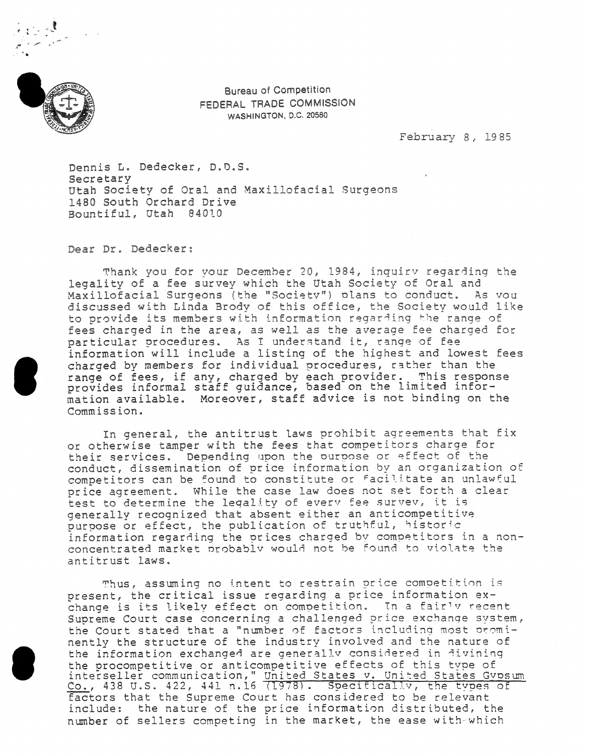Bureau of Competition
FEDERAL TRADE COMMISSION
WASHINGTON, D.C. 20580

February 8, 1985

Dennis L. Dedecker, D.D.S.
Secretary
Utah Society of Oral and Maxillofacial Surgeons
1480 South Orchard Drive
Bountiful, Utah 84010

Dear Dr. Dedecker:

Thank you for your December 20, 1984, inquiry regarding the legality of a fee survey which the Utah Society of Oral and Maxillofacial Surgeons (the "Society") plans to conduct. As you discussed with Linda Brody of this office, the Society would like to provide its members with information regarding the range of fees charged in the area, as well as the average fee charged for particular procedures. As I understand it, range of fee information will include a listing of the highest and lowest fees charged by members for individual procedures, rather than the range of fees, if any, charged by each provider. This response provides informal staff guidance, based on the limited information available. Moreover, staff advice is not binding on the Commission.

In general, the antitrust laws prohibit agreements that fix or otherwise tamper with the fees that competitors charge for their services. Depending upon the purpose or effect of the conduct, dissemination of price information by an organization of competitors can be found to constitute or facilitate an unlawful price agreement. While the case law does not set forth a clear test to determine the legality of every fee survey, it is generally recognized that absent either an anticompetitive purpose or effect, the publication of truthful, historic information regarding the prices charged by competitors in a non-concentrated market probably would not be found to violate the antitrust laws.

Thus, assuming no intent to restrain price competition is present, the critical issue regarding a price information exchange is its likely effect on competition. In a fairly recent Supreme Court case concerning a challenged price exchange system, the Court stated that a "number of factors including most prominently the structure of the industry involved and the nature of the information exchanged are generally considered in divining the procompetitive or anticompetitive effects of this type of interseller communication," United States v. United States Gypsum Co., 438 U.S. 422, 441 n.16 (1978). Specifically, the types of factors that the Supreme Court has considered to be relevant include: the nature of the price information distributed, the number of sellers competing in the market, the ease with which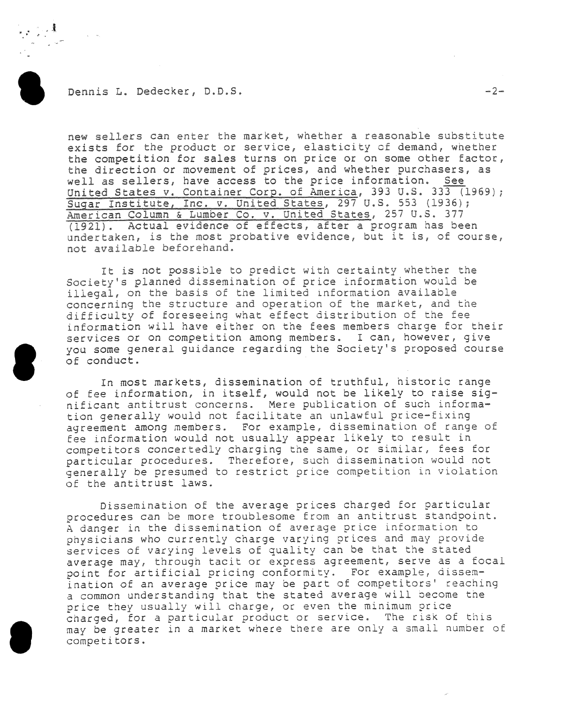new sellers can enter the market, whether a reasonable substitute exists for the product or service, elasticity of demand, whether the competition for sales turns on price or on some other factor, the direction or movement of prices, and whether purchasers, as well as sellers, have access to the price information. See United States v. Container Corp. of America, 393 U.S. 333 (1969); Sugar Institute, Inc. v. United States, 297 U.S. 553 (1936); American Column & Lumber Co. v. United States, 257 U.S. 377 (1921). Actual evidence of effects, after a program has been undertaken, is the most probative evidence, but it is, of course, not available beforehand.

It is not possible to predict with certainty whether the Society's planned dissemination of price information would be illegal, on the basis of the limited information available concerning the structure and operation of the market, and the difficulty of foreseeing what effect distribution of the fee information will have either on the fees members charge for their services or on competition among members. I can, however, give you some general guidance regarding the Society's proposed course of conduct.

In most markets, dissemination of truthful, historic range of fee information, in itself, would not be likely to raise significant antitrust concerns. Mere publication of such information generally would not facilitate an unlawful price-fixing agreement among members. For example, dissemination of range of fee information would not usually appear likely to result in competitors concertedly charging the same, or similar, fees for particular procedures. Therefore, such dissemination would not generally be presumed to restrict price competition in violation of the antitrust laws.

Dissemination of the average prices charged for particular procedures can be more troublesome from an antitrust standpoint. A danger in the dissemination of average price information to physicians who currently charge varying prices and may provide services of varying levels of quality can be that the stated average may, through tacit or express agreement, serve as a focal point for artificial pricing conformity. For example, dissemination of an average price may be part of competitors' reaching a common understanding that the stated average will become the price they usually will charge, or even the minimum price charged, for a particular product or service. The risk of this may be greater in a market where there are only a small number of competitors.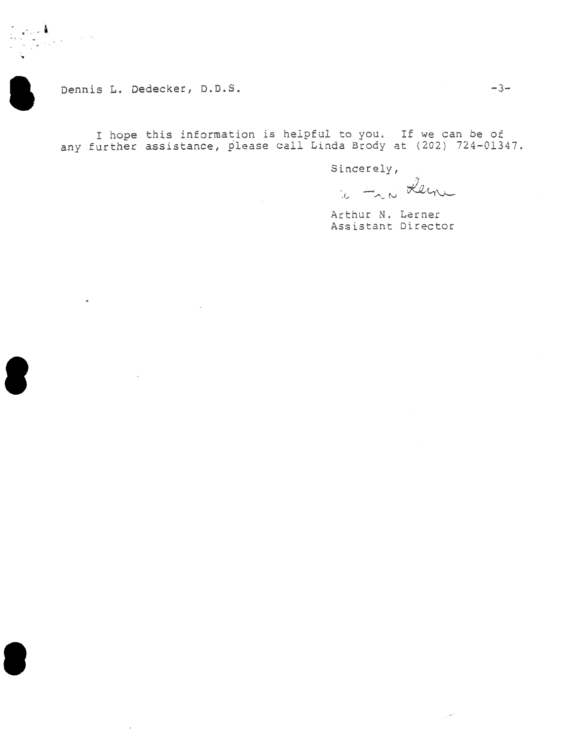I hope this information is helpful to you. If we can be of any further assistance, please call Linda Brody at (202) 724-01347.

Sincerely,

Arthur N. Lerner
Assistant Director